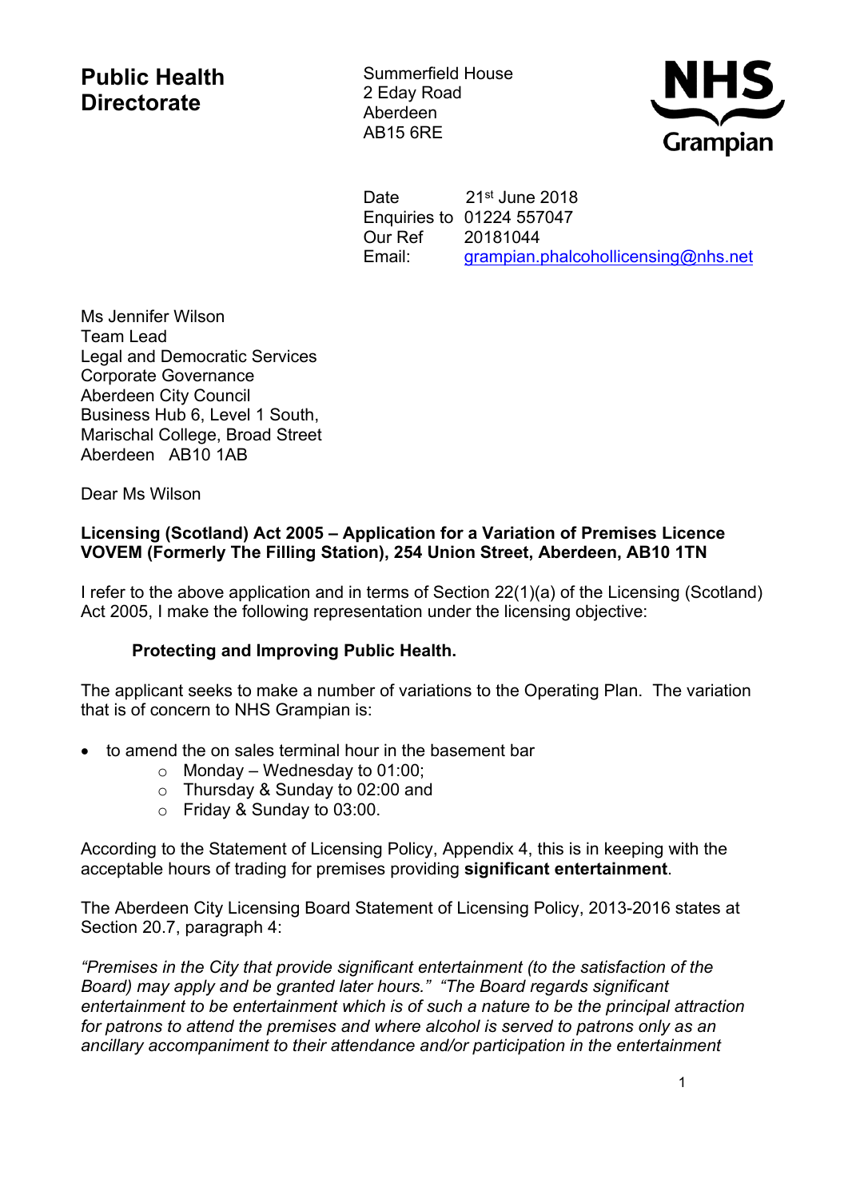**Public Health Directorate**

Summerfield House
2 Eday Road
Aberdeen
AB15 6RE

NHS Grampian

Date 21st June 2018
Enquiries to 01224 557047
Our Ref 20181044
Email: grampian.phalcohollicensing@nhs.net

Ms Jennifer Wilson
Team Lead
Legal and Democratic Services
Corporate Governance
Aberdeen City Council
Business Hub 6, Level 1 South,
Marischal College, Broad Street
Aberdeen AB10 1AB

Dear Ms Wilson

**Licensing (Scotland) Act 2005 – Application for a Variation of Premises Licence VOVEM (Formerly The Filling Station), 254 Union Street, Aberdeen, AB10 1TN**

I refer to the above application and in terms of Section 22(1)(a) of the Licensing (Scotland) Act 2005, I make the following representation under the licensing objective:

**Protecting and Improving Public Health.**

The applicant seeks to make a number of variations to the Operating Plan. The variation that is of concern to NHS Grampian is:

- to amend the on sales terminal hour in the basement bar
  - Monday – Wednesday to 01:00;
  - Thursday & Sunday to 02:00 and
  - Friday & Sunday to 03:00.

According to the Statement of Licensing Policy, Appendix 4, this is in keeping with the acceptable hours of trading for premises providing **significant entertainment**.

The Aberdeen City Licensing Board Statement of Licensing Policy, 2013-2016 states at Section 20.7, paragraph 4:

*"Premises in the City that provide significant entertainment (to the satisfaction of the Board) may apply and be granted later hours." "The Board regards significant entertainment to be entertainment which is of such a nature to be the principal attraction for patrons to attend the premises and where alcohol is served to patrons only as an ancillary accompaniment to their attendance and/or participation in the entertainment*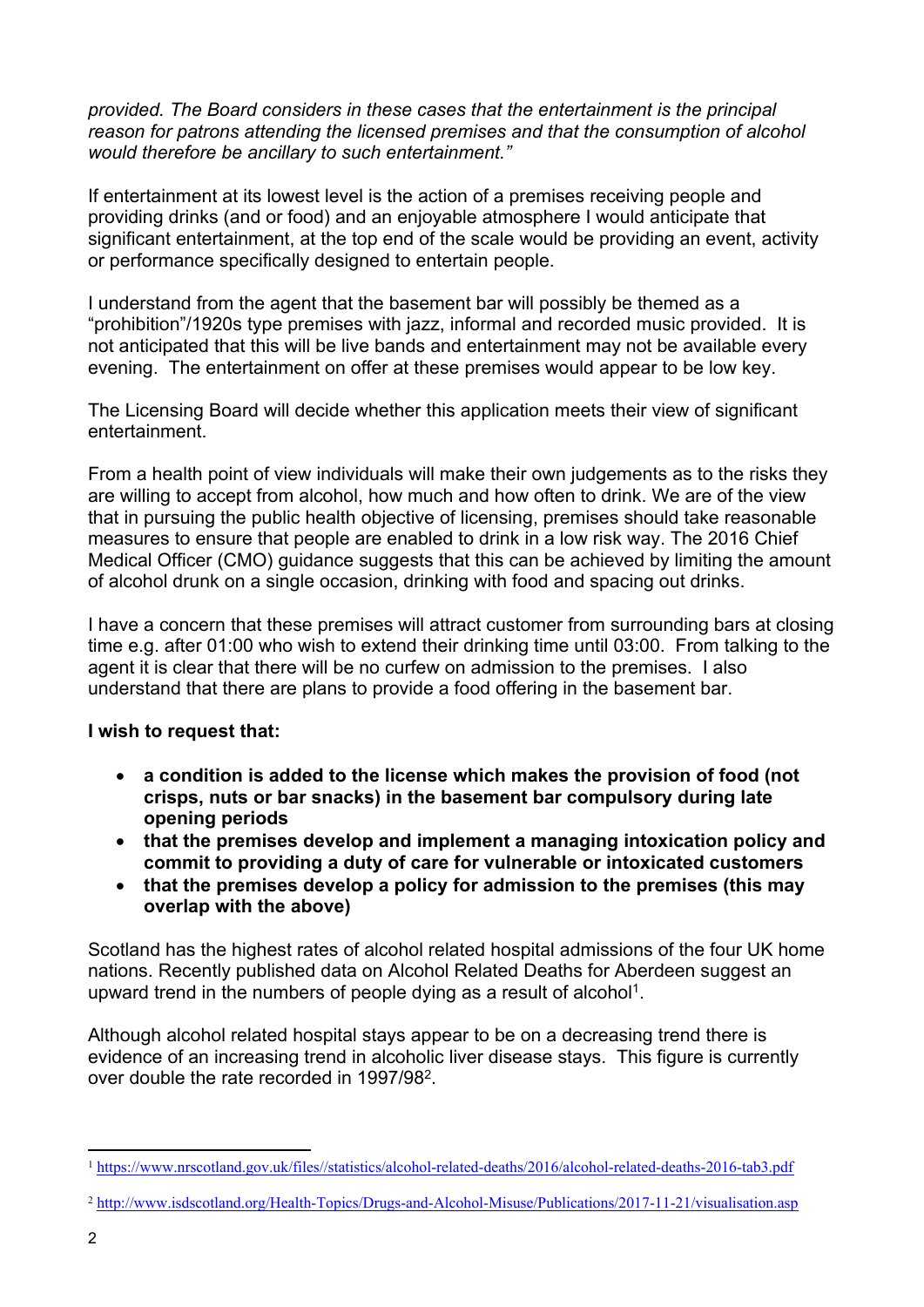*provided. The Board considers in these cases that the entertainment is the principal reason for patrons attending the licensed premises and that the consumption of alcohol would therefore be ancillary to such entertainment."*

If entertainment at its lowest level is the action of a premises receiving people and providing drinks (and or food) and an enjoyable atmosphere I would anticipate that significant entertainment, at the top end of the scale would be providing an event, activity or performance specifically designed to entertain people.

I understand from the agent that the basement bar will possibly be themed as a "prohibition"/1920s type premises with jazz, informal and recorded music provided. It is not anticipated that this will be live bands and entertainment may not be available every evening. The entertainment on offer at these premises would appear to be low key.

The Licensing Board will decide whether this application meets their view of significant entertainment.

From a health point of view individuals will make their own judgements as to the risks they are willing to accept from alcohol, how much and how often to drink. We are of the view that in pursuing the public health objective of licensing, premises should take reasonable measures to ensure that people are enabled to drink in a low risk way. The 2016 Chief Medical Officer (CMO) guidance suggests that this can be achieved by limiting the amount of alcohol drunk on a single occasion, drinking with food and spacing out drinks.

I have a concern that these premises will attract customer from surrounding bars at closing time e.g. after 01:00 who wish to extend their drinking time until 03:00. From talking to the agent it is clear that there will be no curfew on admission to the premises. I also understand that there are plans to provide a food offering in the basement bar.

**I wish to request that:**

- **a condition is added to the license which makes the provision of food (not crisps, nuts or bar snacks) in the basement bar compulsory during late opening periods**
- **that the premises develop and implement a managing intoxication policy and commit to providing a duty of care for vulnerable or intoxicated customers**
- **that the premises develop a policy for admission to the premises (this may overlap with the above)**

Scotland has the highest rates of alcohol related hospital admissions of the four UK home nations. Recently published data on Alcohol Related Deaths for Aberdeen suggest an upward trend in the numbers of people dying as a result of alcohol[1].

Although alcohol related hospital stays appear to be on a decreasing trend there is evidence of an increasing trend in alcoholic liver disease stays. This figure is currently over double the rate recorded in 1997/98[2].

---

[1] https://www.nrscotland.gov.uk/files//statistics/alcohol-related-deaths/2016/alcohol-related-deaths-2016-tab3.pdf

[2] http://www.isdscotland.org/Health-Topics/Drugs-and-Alcohol-Misuse/Publications/2017-11-21/visualisation.asp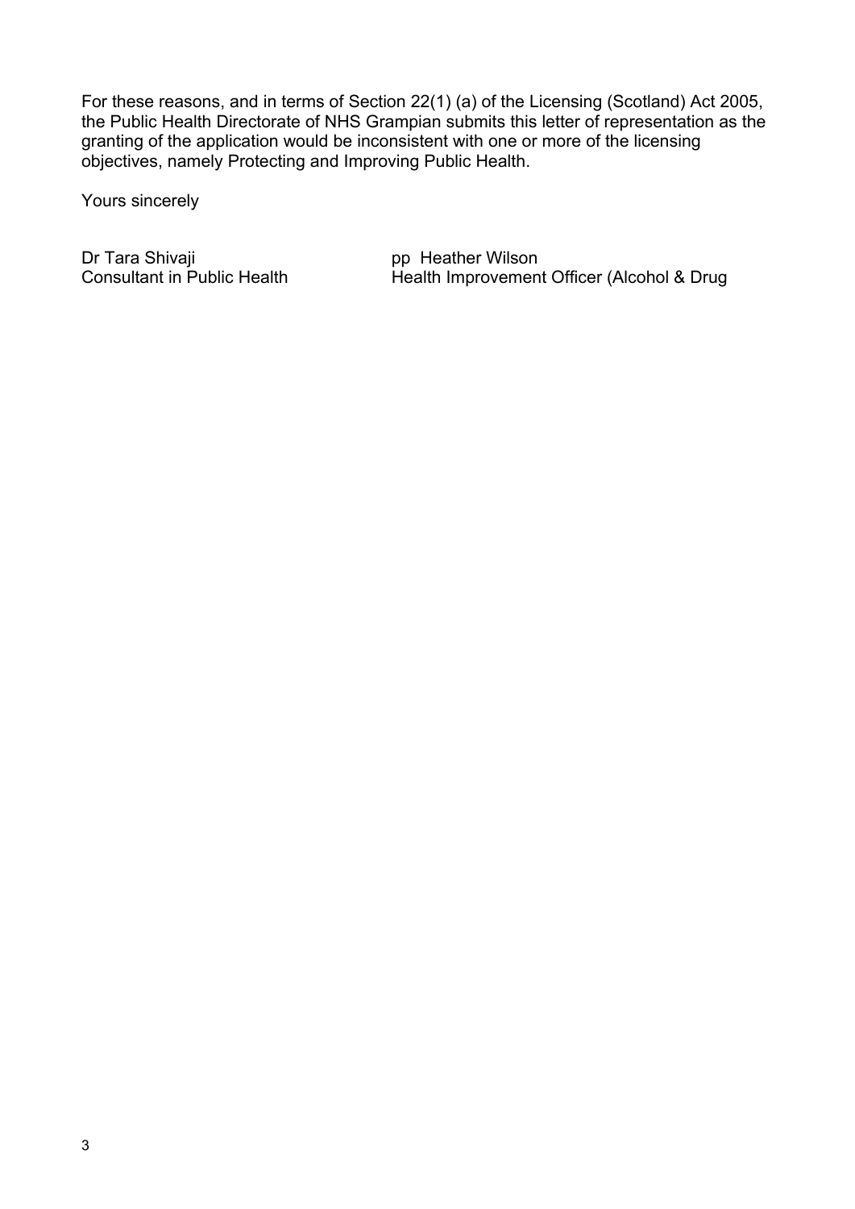For these reasons, and in terms of Section 22(1) (a) of the Licensing (Scotland) Act 2005, the Public Health Directorate of NHS Grampian submits this letter of representation as the granting of the application would be inconsistent with one or more of the licensing objectives, namely Protecting and Improving Public Health.

Yours sincerely

| | |
|---|---|
| Dr Tara Shivaji | pp Heather Wilson |
| Consultant in Public Health | Health Improvement Officer (Alcohol & Drug |